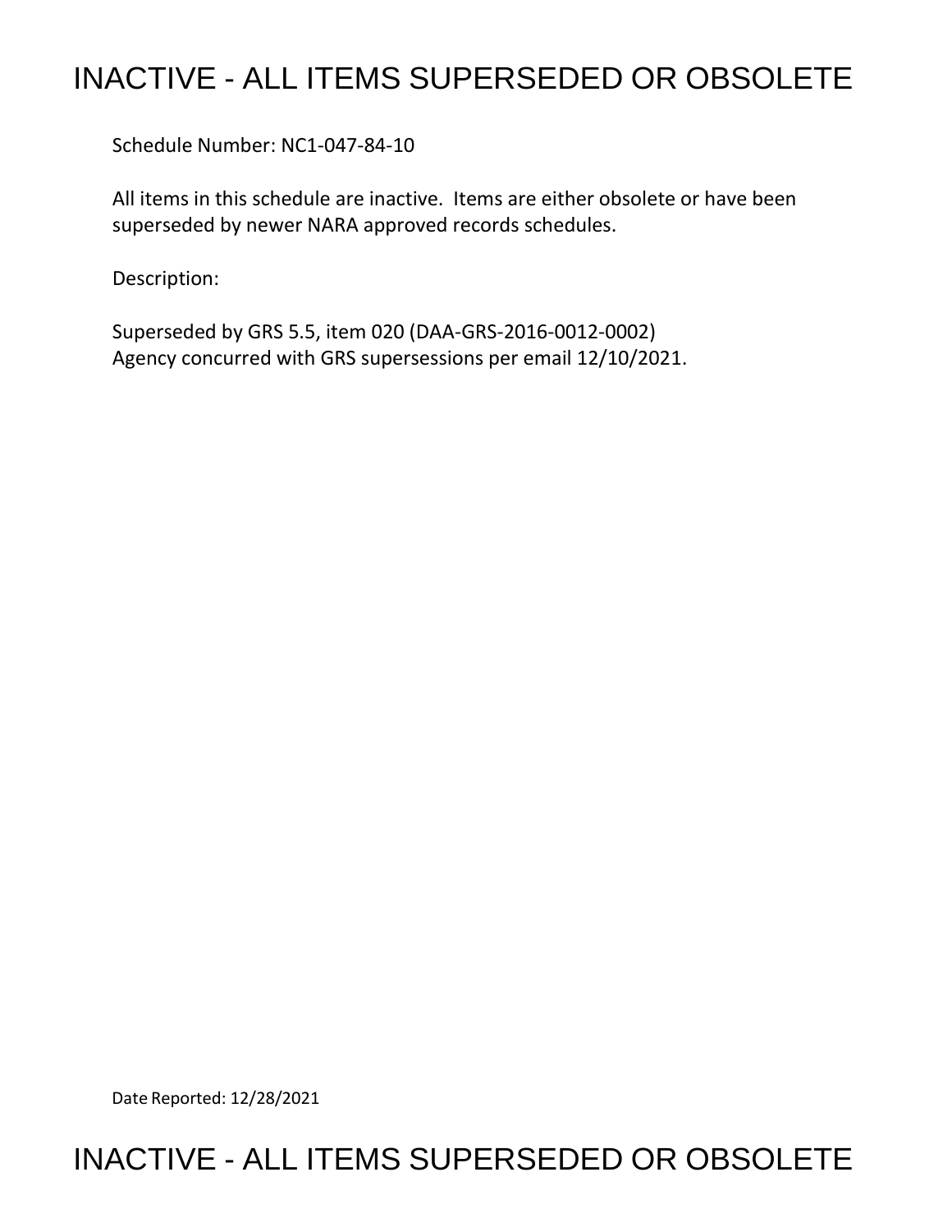# INACTIVE - ALL ITEMS SUPERSEDED OR OBSOLETE

Schedule Number: NC1-047-84-10

All items in this schedule are inactive. Items are either obsolete or have been superseded by newer NARA approved records schedules.

Description:

Superseded by GRS 5.5, item 020 (DAA-GRS-2016-0012-0002)
Agency concurred with GRS supersessions per email 12/10/2021.

Date Reported: 12/28/2021

# INACTIVE - ALL ITEMS SUPERSEDED OR OBSOLETE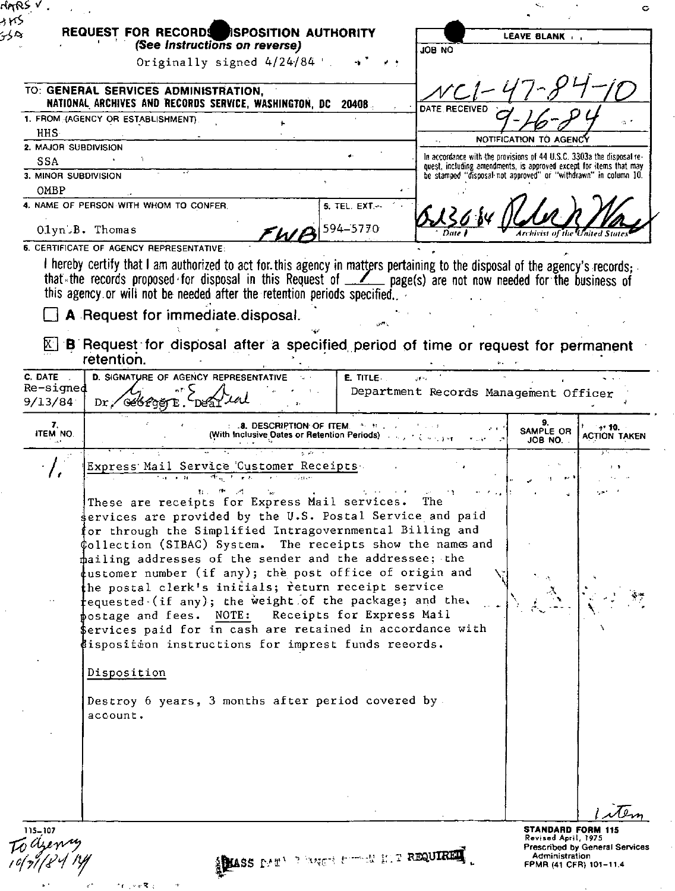NARS V.
HHS
SSA

# REQUEST FOR RECORDS DISPOSITION AUTHORITY

*(See Instructions on reverse)*

Originally signed 4/24/84

TO: **GENERAL SERVICES ADMINISTRATION, NATIONAL ARCHIVES AND RECORDS SERVICE, WASHINGTON, DC 20408**

| LEAVE BLANK |
|---|
| JOB NO: NC1-47-84-10 |
| DATE RECEIVED: 9-26-84 |
| NOTIFICATION TO AGENCY |
| In accordance with the provisions of 44 U.S.C. 3303a the disposal request, including amendments, is approved except for items that may be stamped "disposal not approved" or "withdrawn" in column 10. |
| Date: 6-13-84 — Archivist of the United States |

1. FROM (AGENCY OR ESTABLISHMENT): HHS
2. MAJOR SUBDIVISION: SSA
3. MINOR SUBDIVISION: OMBP
4. NAME OF PERSON WITH WHOM TO CONFER: Olyn B. Thomas FWB
5. TEL. EXT.: 594-5770

6. CERTIFICATE OF AGENCY REPRESENTATIVE:

I hereby certify that I am authorized to act for this agency in matters pertaining to the disposal of the agency's records; that the records proposed for disposal in this Request of 1 page(s) are not now needed for the business of this agency or will not be needed after the retention periods specified.

☐ **A** Request for immediate disposal.

☒ **B** Request for disposal after a specified period of time or request for permanent retention.

| C. DATE | D. SIGNATURE OF AGENCY REPRESENTATIVE | E. TITLE |
|---|---|---|
| Re-signed 9/13/84 | Dr. George E. Deal | Department Records Management Officer |

| 7. ITEM NO. | 8. DESCRIPTION OF ITEM (With Inclusive Dates or Retention Periods) | 9. SAMPLE OR JOB NO. | 10. ACTION TAKEN |
|---|---|---|---|
| 1. | Express Mail Service Customer Receipts<br><br>These are receipts for Express Mail services. The services are provided by the U.S. Postal Service and paid for through the Simplified Intragovernmental Billing and Collection (SIBAC) System. The receipts show the names and mailing addresses of the sender and the addressee; the customer number (if any); the post office of origin and the postal clerk's initials; return receipt service requested (if any); the weight of the package; and the postage and fees. NOTE: Receipts for Express Mail Services paid for in cash are retained in accordance with disposition instructions for imprest funds records.<br><br>Disposition<br><br>Destroy 6 years, 3 months after period covered by account. | | |

1 item

115-107

To agency 10/31/84

STANDARD FORM 115
Revised April, 1975
Prescribed by General Services Administration
FPMR (41 CFR) 101-11.4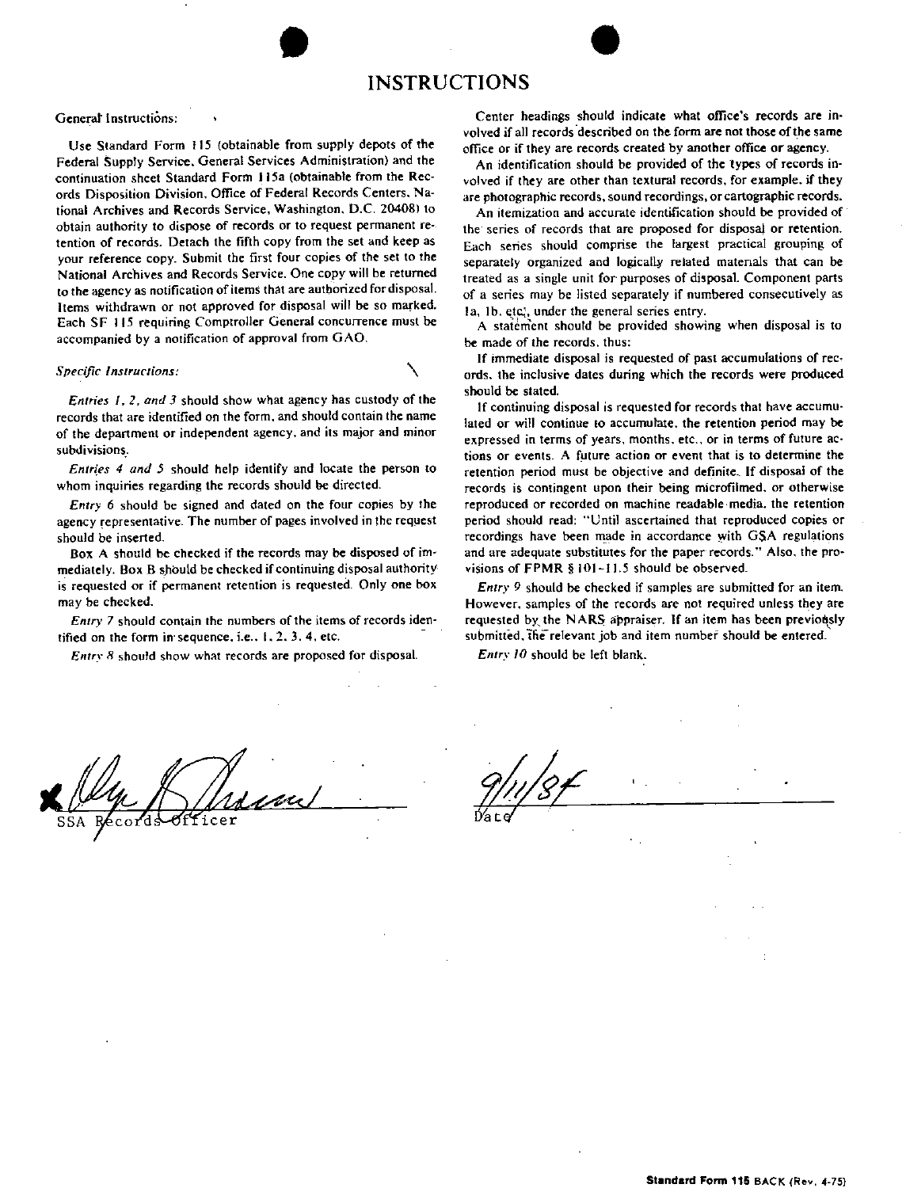# INSTRUCTIONS

General Instructions:

Use Standard Form 115 (obtainable from supply depots of the Federal Supply Service, General Services Administration) and the continuation sheet Standard Form 115a (obtainable from the Records Disposition Division, Office of Federal Records Centers, National Archives and Records Service, Washington, D.C. 20408) to obtain authority to dispose of records or to request permanent retention of records. Detach the fifth copy from the set and keep as your reference copy. Submit the first four copies of the set to the National Archives and Records Service. One copy will be returned to the agency as notification of items that are authorized for disposal. Items withdrawn or not approved for disposal will be so marked. Each SF 115 requiring Comptroller General concurrence must be accompanied by a notification of approval from GAO.

*Specific Instructions:*

*Entries 1, 2, and 3* should show what agency has custody of the records that are identified on the form, and should contain the name of the department or independent agency, and its major and minor subdivisions.

*Entries 4 and 5* should help identify and locate the person to whom inquiries regarding the records should be directed.

*Entry 6* should be signed and dated on the four copies by the agency representative. The number of pages involved in the request should be inserted.

Box A should be checked if the records may be disposed of immediately. Box B should be checked if continuing disposal authority is requested or if permanent retention is requested. Only one box may be checked.

*Entry 7* should contain the numbers of the items of records identified on the form in sequence, i.e., 1, 2, 3, 4, etc.

*Entry 8* should show what records are proposed for disposal.

Center headings should indicate what office's records are involved if all records described on the form are not those of the same office or if they are records created by another office or agency.

An identification should be provided of the types of records involved if they are other than textural records, for example, if they are photographic records, sound recordings, or cartographic records.

An itemization and accurate identification should be provided of the series of records that are proposed for disposal or retention. Each series should comprise the largest practical grouping of separately organized and logically related materials that can be treated as a single unit for purposes of disposal. Component parts of a series may be listed separately if numbered consecutively as 1a, 1b, etc., under the general series entry.

A statement should be provided showing when disposal is to be made of the records, thus:

If immediate disposal is requested of past accumulations of records, the inclusive dates during which the records were produced should be stated.

If continuing disposal is requested for records that have accumulated or will continue to accumulate, the retention period may be expressed in terms of years, months, etc., or in terms of future actions or events. A future action or event that is to determine the retention period must be objective and definite. If disposal of the records is contingent upon their being microfilmed, or otherwise reproduced or recorded on machine readable media, the retention period should read: "Until ascertained that reproduced copies or recordings have been made in accordance with GSA regulations and are adequate substitutes for the paper records." Also, the provisions of FPMR § 101-11.5 should be observed.

*Entry 9* should be checked if samples are submitted for an item. However, samples of the records are not required unless they are requested by the NARS appraiser. If an item has been previously submitted, the relevant job and item number should be entered.

*Entry 10* should be left blank.

SSA Records Officer

9/11/84
Date

**Standard Form 115** BACK (Rev. 4-75)